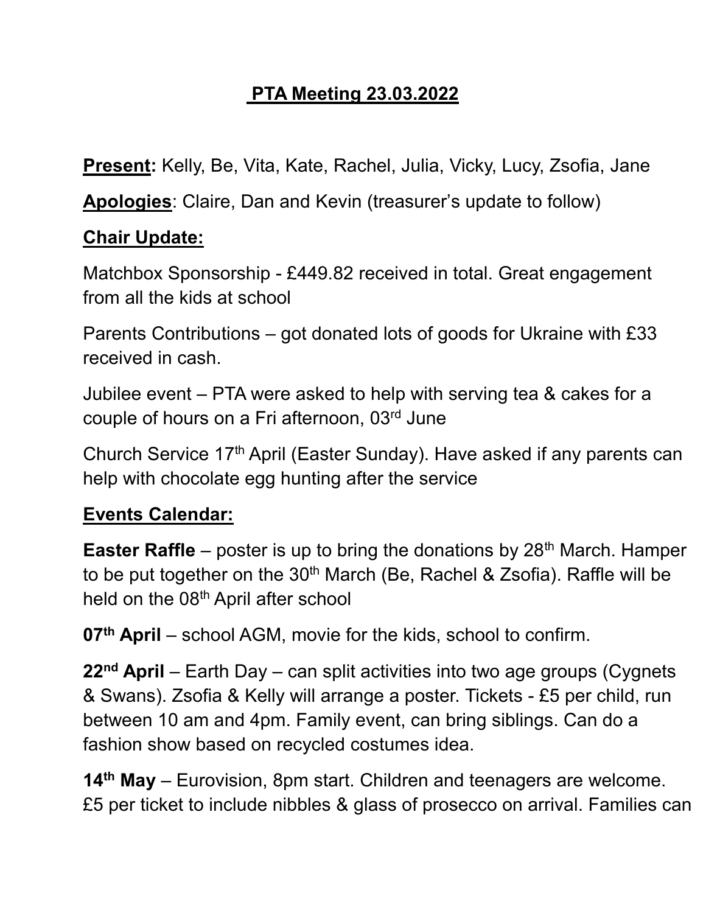# PTA Meeting 23.03.2022

**Present:** Kelly, Be, Vita, Kate, Rachel, Julia, Vicky, Lucy, Zsofia, Jane

**Apologies**: Claire, Dan and Kevin (treasurer's update to follow)

## Chair Update:

Matchbox Sponsorship - £449.82 received in total. Great engagement from all the kids at school

Parents Contributions – got donated lots of goods for Ukraine with £33 received in cash.

Jubilee event – PTA were asked to help with serving tea & cakes for a couple of hours on a Fri afternoon, 03rd June

Church Service 17th April (Easter Sunday). Have asked if any parents can help with chocolate egg hunting after the service

## Events Calendar:

**Easter Raffle** – poster is up to bring the donations by 28th March. Hamper to be put together on the 30th March (Be, Rachel & Zsofia). Raffle will be held on the 08th April after school

**07th April** – school AGM, movie for the kids, school to confirm.

**22nd April** – Earth Day – can split activities into two age groups (Cygnets & Swans). Zsofia & Kelly will arrange a poster. Tickets - £5 per child, run between 10 am and 4pm. Family event, can bring siblings. Can do a fashion show based on recycled costumes idea.

**14th May** – Eurovision, 8pm start. Children and teenagers are welcome. £5 per ticket to include nibbles & glass of prosecco on arrival. Families can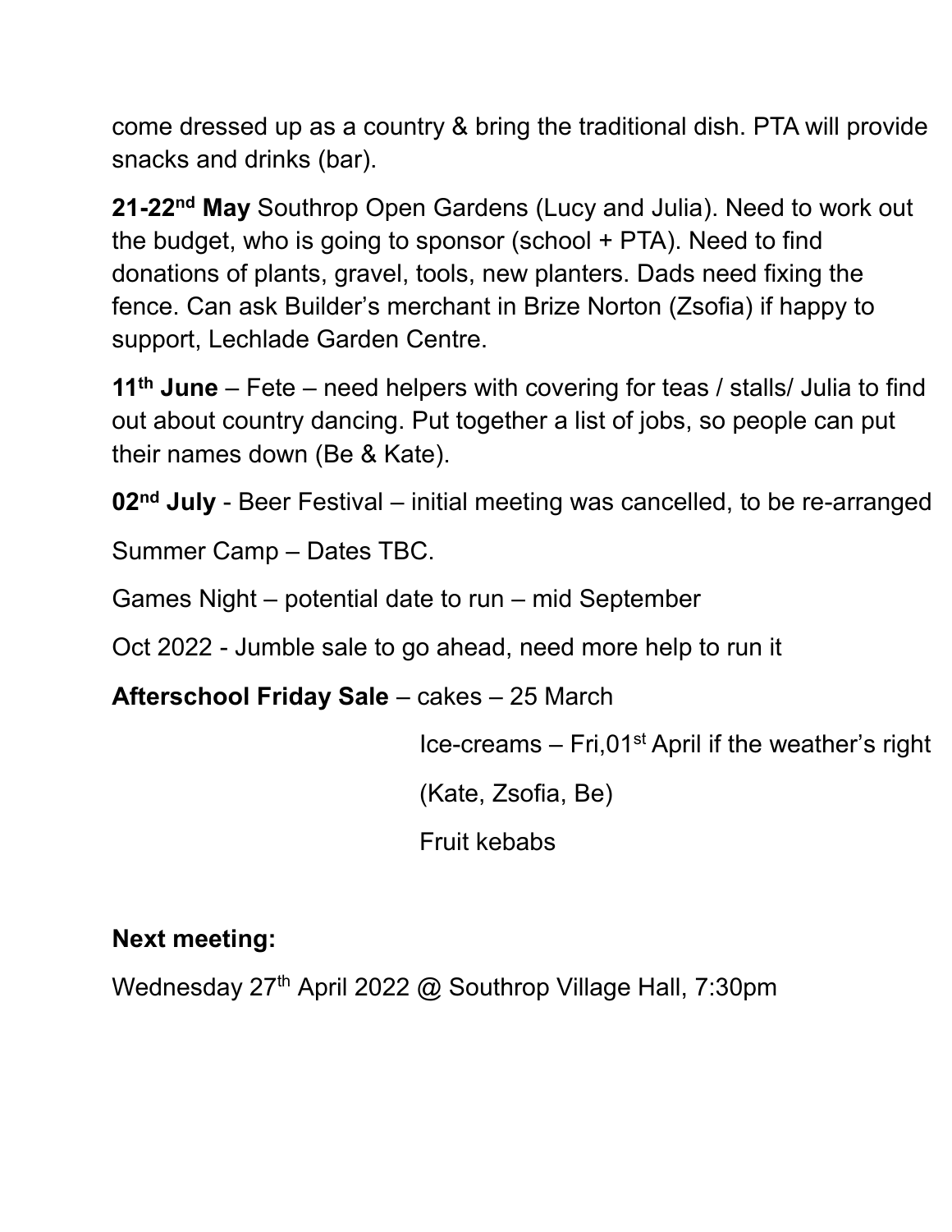come dressed up as a country & bring the traditional dish. PTA will provide snacks and drinks (bar).

**21-22nd May** Southrop Open Gardens (Lucy and Julia). Need to work out the budget, who is going to sponsor (school + PTA). Need to find donations of plants, gravel, tools, new planters. Dads need fixing the fence. Can ask Builder's merchant in Brize Norton (Zsofia) if happy to support, Lechlade Garden Centre.

**11th June** – Fete – need helpers with covering for teas / stalls/ Julia to find out about country dancing. Put together a list of jobs, so people can put their names down (Be & Kate).

**02nd July** - Beer Festival – initial meeting was cancelled, to be re-arranged

Summer Camp – Dates TBC.

Games Night – potential date to run – mid September

Oct 2022 - Jumble sale to go ahead, need more help to run it

**Afterschool Friday Sale** – cakes – 25 March

Ice-creams – Fri,01st April if the weather's right

(Kate, Zsofia, Be)

Fruit kebabs

**Next meeting:**

Wednesday 27th April 2022 @ Southrop Village Hall, 7:30pm